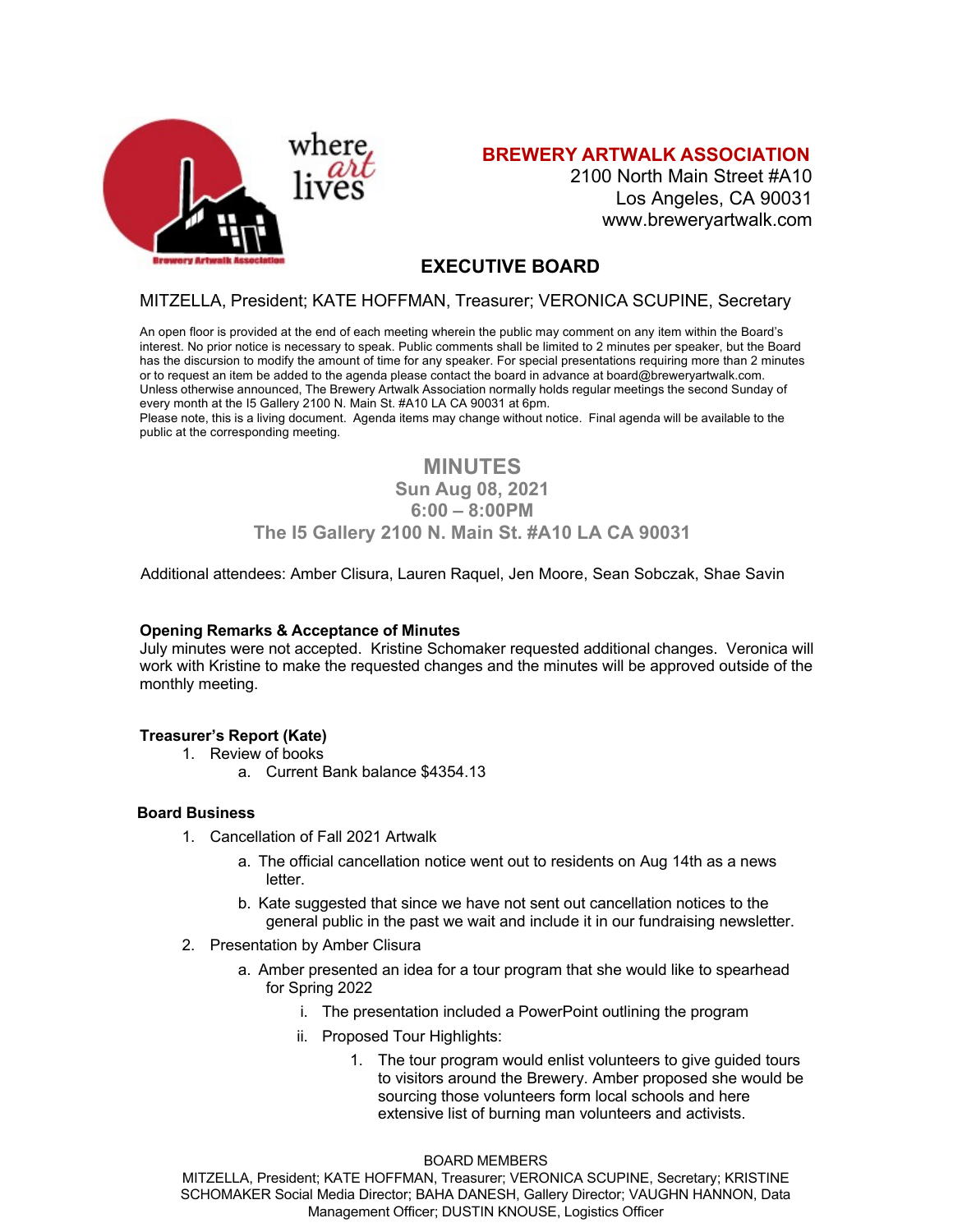where art lives

Brewery Artwalk Association

## BREWERY ARTWALK ASSOCIATION

2100 North Main Street #A10
Los Angeles, CA 90031
www.breweryartwalk.com

## EXECUTIVE BOARD

MITZELLA, President; KATE HOFFMAN, Treasurer; VERONICA SCUPINE, Secretary

An open floor is provided at the end of each meeting wherein the public may comment on any item within the Board's interest. No prior notice is necessary to speak. Public comments shall be limited to 2 minutes per speaker, but the Board has the discursion to modify the amount of time for any speaker. For special presentations requiring more than 2 minutes or to request an item be added to the agenda please contact the board in advance at board@breweryartwalk.com. Unless otherwise announced, The Brewery Artwalk Association normally holds regular meetings the second Sunday of every month at the I5 Gallery 2100 N. Main St. #A10 LA CA 90031 at 6pm.
Please note, this is a living document. Agenda items may change without notice. Final agenda will be available to the public at the corresponding meeting.

# MINUTES

**Sun Aug 08, 2021**
**6:00 – 8:00PM**
**The I5 Gallery 2100 N. Main St. #A10 LA CA 90031**

Additional attendees: Amber Clisura, Lauren Raquel, Jen Moore, Sean Sobczak, Shae Savin

**Opening Remarks & Acceptance of Minutes**
July minutes were not accepted. Kristine Schomaker requested additional changes. Veronica will work with Kristine to make the requested changes and the minutes will be approved outside of the monthly meeting.

**Treasurer's Report (Kate)**

1. Review of books
   a. Current Bank balance $4354.13

**Board Business**

1. Cancellation of Fall 2021 Artwalk
   a. The official cancellation notice went out to residents on Aug 14th as a news letter.
   b. Kate suggested that since we have not sent out cancellation notices to the general public in the past we wait and include it in our fundraising newsletter.
2. Presentation by Amber Clisura
   a. Amber presented an idea for a tour program that she would like to spearhead for Spring 2022
      i. The presentation included a PowerPoint outlining the program
      ii. Proposed Tour Highlights:
         1. The tour program would enlist volunteers to give guided tours to visitors around the Brewery. Amber proposed she would be sourcing those volunteers form local schools and here extensive list of burning man volunteers and activists.

BOARD MEMBERS
MITZELLA, President; KATE HOFFMAN, Treasurer; VERONICA SCUPINE, Secretary; KRISTINE SCHOMAKER Social Media Director; BAHA DANESH, Gallery Director; VAUGHN HANNON, Data Management Officer; DUSTIN KNOUSE, Logistics Officer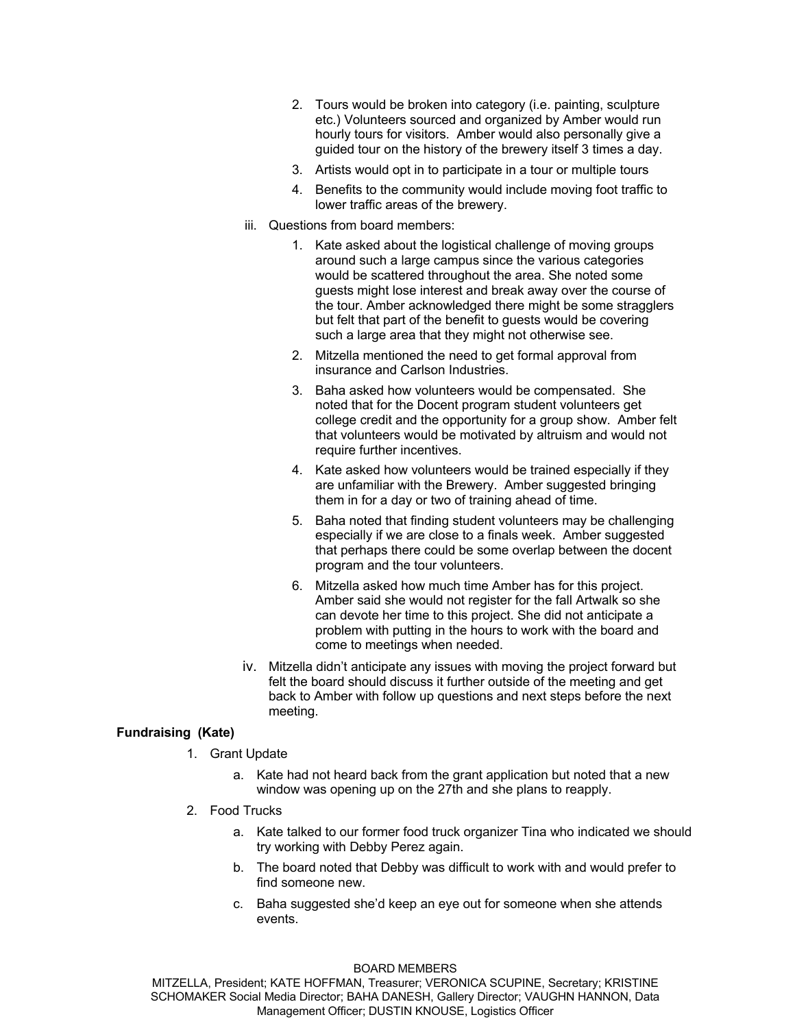2. Tours would be broken into category (i.e. painting, sculpture etc.) Volunteers sourced and organized by Amber would run hourly tours for visitors. Amber would also personally give a guided tour on the history of the brewery itself 3 times a day.
3. Artists would opt in to participate in a tour or multiple tours
4. Benefits to the community would include moving foot traffic to lower traffic areas of the brewery.

iii. Questions from board members:

1. Kate asked about the logistical challenge of moving groups around such a large campus since the various categories would be scattered throughout the area. She noted some guests might lose interest and break away over the course of the tour. Amber acknowledged there might be some stragglers but felt that part of the benefit to guests would be covering such a large area that they might not otherwise see.
2. Mitzella mentioned the need to get formal approval from insurance and Carlson Industries.
3. Baha asked how volunteers would be compensated. She noted that for the Docent program student volunteers get college credit and the opportunity for a group show. Amber felt that volunteers would be motivated by altruism and would not require further incentives.
4. Kate asked how volunteers would be trained especially if they are unfamiliar with the Brewery. Amber suggested bringing them in for a day or two of training ahead of time.
5. Baha noted that finding student volunteers may be challenging especially if we are close to a finals week. Amber suggested that perhaps there could be some overlap between the docent program and the tour volunteers.
6. Mitzella asked how much time Amber has for this project. Amber said she would not register for the fall Artwalk so she can devote her time to this project. She did not anticipate a problem with putting in the hours to work with the board and come to meetings when needed.

iv. Mitzella didn't anticipate any issues with moving the project forward but felt the board should discuss it further outside of the meeting and get back to Amber with follow up questions and next steps before the next meeting.

**Fundraising (Kate)**

1. Grant Update
   a. Kate had not heard back from the grant application but noted that a new window was opening up on the 27th and she plans to reapply.
2. Food Trucks
   a. Kate talked to our former food truck organizer Tina who indicated we should try working with Debby Perez again.
   b. The board noted that Debby was difficult to work with and would prefer to find someone new.
   c. Baha suggested she'd keep an eye out for someone when she attends events.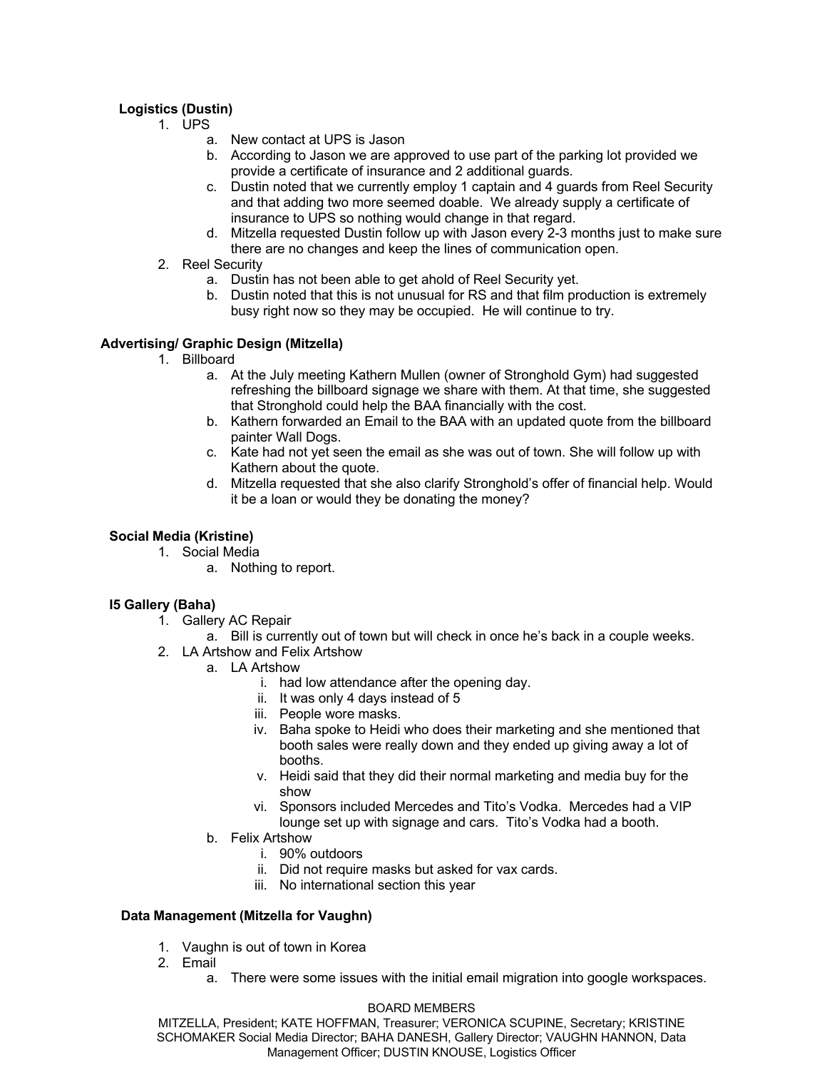**Logistics (Dustin)**

1. UPS
   a. New contact at UPS is Jason
   b. According to Jason we are approved to use part of the parking lot provided we provide a certificate of insurance and 2 additional guards.
   c. Dustin noted that we currently employ 1 captain and 4 guards from Reel Security and that adding two more seemed doable. We already supply a certificate of insurance to UPS so nothing would change in that regard.
   d. Mitzella requested Dustin follow up with Jason every 2-3 months just to make sure there are no changes and keep the lines of communication open.
2. Reel Security
   a. Dustin has not been able to get ahold of Reel Security yet.
   b. Dustin noted that this is not unusual for RS and that film production is extremely busy right now so they may be occupied. He will continue to try.

**Advertising/ Graphic Design (Mitzella)**

1. Billboard
   a. At the July meeting Kathern Mullen (owner of Stronghold Gym) had suggested refreshing the billboard signage we share with them. At that time, she suggested that Stronghold could help the BAA financially with the cost.
   b. Kathern forwarded an Email to the BAA with an updated quote from the billboard painter Wall Dogs.
   c. Kate had not yet seen the email as she was out of town. She will follow up with Kathern about the quote.
   d. Mitzella requested that she also clarify Stronghold's offer of financial help. Would it be a loan or would they be donating the money?

**Social Media (Kristine)**

1. Social Media
   a. Nothing to report.

**I5 Gallery (Baha)**

1. Gallery AC Repair
   a. Bill is currently out of town but will check in once he's back in a couple weeks.
2. LA Artshow and Felix Artshow
   a. LA Artshow
      i. had low attendance after the opening day.
      ii. It was only 4 days instead of 5
      iii. People wore masks.
      iv. Baha spoke to Heidi who does their marketing and she mentioned that booth sales were really down and they ended up giving away a lot of booths.
      v. Heidi said that they did their normal marketing and media buy for the show
      vi. Sponsors included Mercedes and Tito's Vodka. Mercedes had a VIP lounge set up with signage and cars. Tito's Vodka had a booth.
   b. Felix Artshow
      i. 90% outdoors
      ii. Did not require masks but asked for vax cards.
      iii. No international section this year

**Data Management (Mitzella for Vaughn)**

1. Vaughn is out of town in Korea
2. Email
   a. There were some issues with the initial email migration into google workspaces.

BOARD MEMBERS
MITZELLA, President; KATE HOFFMAN, Treasurer; VERONICA SCUPINE, Secretary; KRISTINE SCHOMAKER Social Media Director; BAHA DANESH, Gallery Director; VAUGHN HANNON, Data Management Officer; DUSTIN KNOUSE, Logistics Officer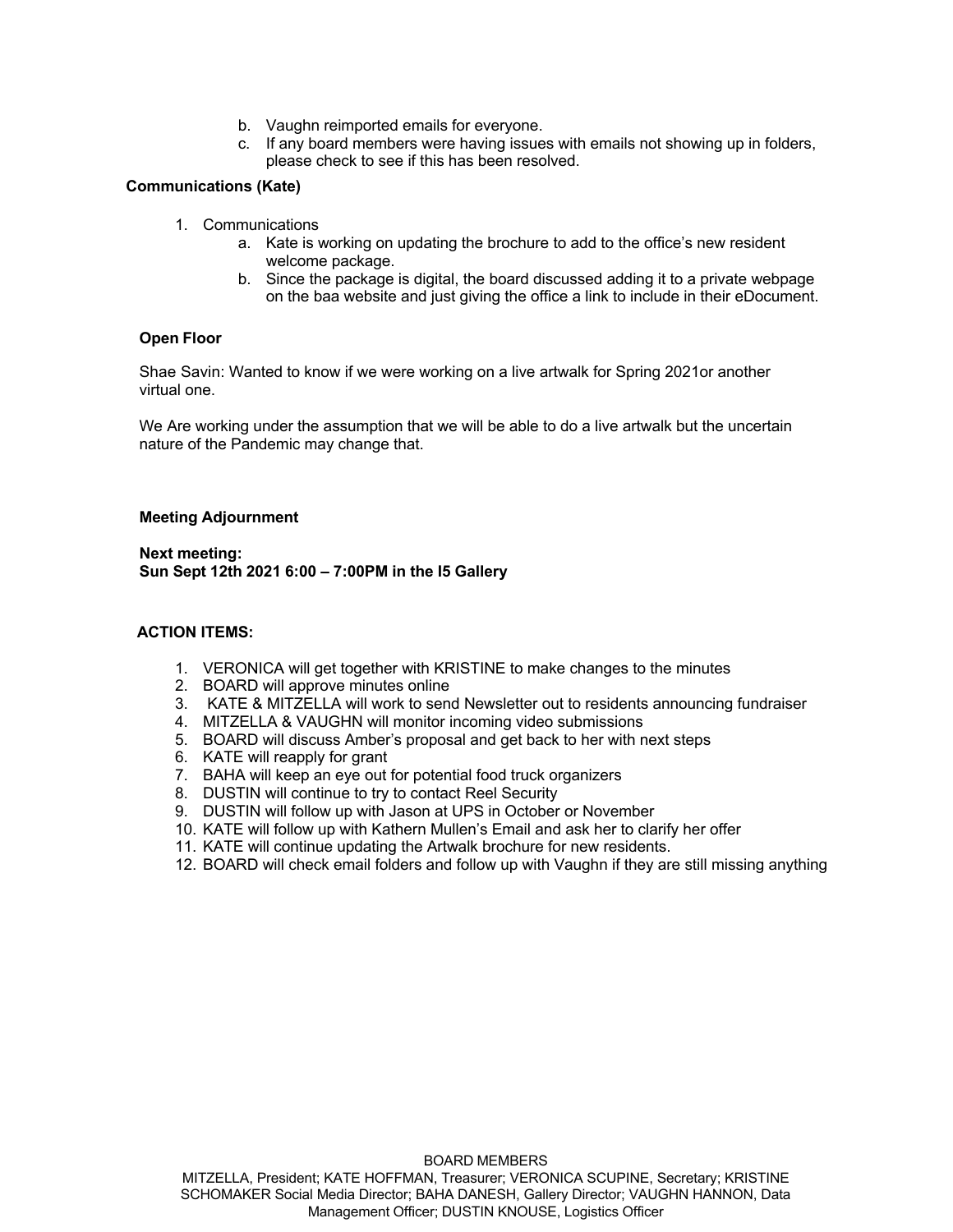b. Vaughn reimported emails for everyone.
c. If any board members were having issues with emails not showing up in folders, please check to see if this has been resolved.

**Communications (Kate)**

1. Communications
   a. Kate is working on updating the brochure to add to the office's new resident welcome package.
   b. Since the package is digital, the board discussed adding it to a private webpage on the baa website and just giving the office a link to include in their eDocument.

**Open Floor**

Shae Savin: Wanted to know if we were working on a live artwalk for Spring 2021or another virtual one.

We Are working under the assumption that we will be able to do a live artwalk but the uncertain nature of the Pandemic may change that.

**Meeting Adjournment**

**Next meeting:**
**Sun Sept 12th 2021 6:00 – 7:00PM in the I5 Gallery**

**ACTION ITEMS:**

1. VERONICA will get together with KRISTINE to make changes to the minutes
2. BOARD will approve minutes online
3. KATE & MITZELLA will work to send Newsletter out to residents announcing fundraiser
4. MITZELLA & VAUGHN will monitor incoming video submissions
5. BOARD will discuss Amber's proposal and get back to her with next steps
6. KATE will reapply for grant
7. BAHA will keep an eye out for potential food truck organizers
8. DUSTIN will continue to try to contact Reel Security
9. DUSTIN will follow up with Jason at UPS in October or November
10. KATE will follow up with Kathern Mullen's Email and ask her to clarify her offer
11. KATE will continue updating the Artwalk brochure for new residents.
12. BOARD will check email folders and follow up with Vaughn if they are still missing anything

BOARD MEMBERS
MITZELLA, President; KATE HOFFMAN, Treasurer; VERONICA SCUPINE, Secretary; KRISTINE SCHOMAKER Social Media Director; BAHA DANESH, Gallery Director; VAUGHN HANNON, Data Management Officer; DUSTIN KNOUSE, Logistics Officer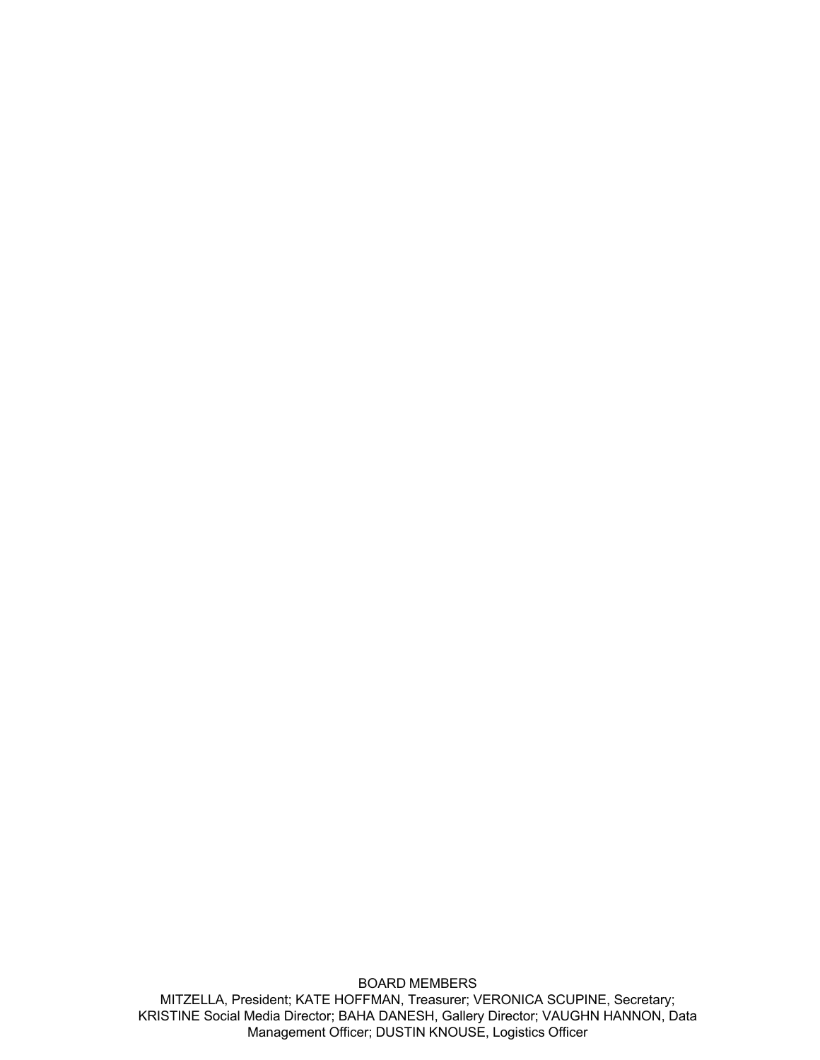BOARD MEMBERS

MITZELLA, President; KATE HOFFMAN, Treasurer; VERONICA SCUPINE, Secretary; KRISTINE Social Media Director; BAHA DANESH, Gallery Director; VAUGHN HANNON, Data Management Officer; DUSTIN KNOUSE, Logistics Officer